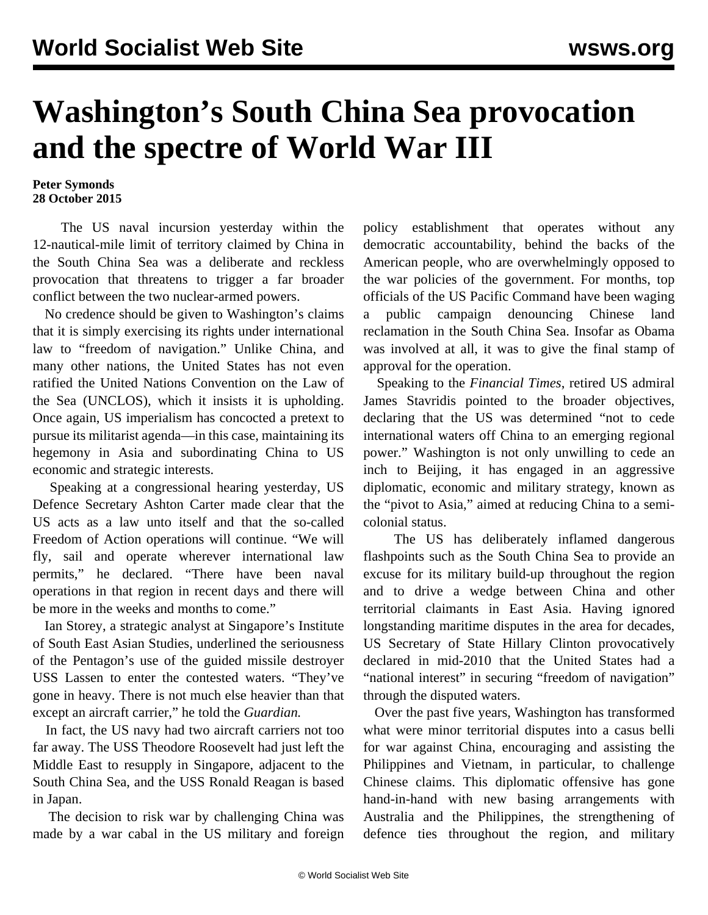# Washington's South China Sea provocation and the spectre of World War III

**Peter Symonds**
**28 October 2015**

The US naval incursion yesterday within the 12-nautical-mile limit of territory claimed by China in the South China Sea was a deliberate and reckless provocation that threatens to trigger a far broader conflict between the two nuclear-armed powers.

No credence should be given to Washington's claims that it is simply exercising its rights under international law to "freedom of navigation." Unlike China, and many other nations, the United States has not even ratified the United Nations Convention on the Law of the Sea (UNCLOS), which it insists it is upholding. Once again, US imperialism has concocted a pretext to pursue its militarist agenda—in this case, maintaining its hegemony in Asia and subordinating China to US economic and strategic interests.

Speaking at a congressional hearing yesterday, US Defence Secretary Ashton Carter made clear that the US acts as a law unto itself and that the so-called Freedom of Action operations will continue. "We will fly, sail and operate wherever international law permits," he declared. "There have been naval operations in that region in recent days and there will be more in the weeks and months to come."

Ian Storey, a strategic analyst at Singapore's Institute of South East Asian Studies, underlined the seriousness of the Pentagon's use of the guided missile destroyer USS Lassen to enter the contested waters. "They've gone in heavy. There is not much else heavier than that except an aircraft carrier," he told the *Guardian.*

In fact, the US navy had two aircraft carriers not too far away. The USS Theodore Roosevelt had just left the Middle East to resupply in Singapore, adjacent to the South China Sea, and the USS Ronald Reagan is based in Japan.

The decision to risk war by challenging China was made by a war cabal in the US military and foreign policy establishment that operates without any democratic accountability, behind the backs of the American people, who are overwhelmingly opposed to the war policies of the government. For months, top officials of the US Pacific Command have been waging a public campaign denouncing Chinese land reclamation in the South China Sea. Insofar as Obama was involved at all, it was to give the final stamp of approval for the operation.

Speaking to the *Financial Times*, retired US admiral James Stavridis pointed to the broader objectives, declaring that the US was determined "not to cede international waters off China to an emerging regional power." Washington is not only unwilling to cede an inch to Beijing, it has engaged in an aggressive diplomatic, economic and military strategy, known as the "pivot to Asia," aimed at reducing China to a semi-colonial status.

The US has deliberately inflamed dangerous flashpoints such as the South China Sea to provide an excuse for its military build-up throughout the region and to drive a wedge between China and other territorial claimants in East Asia. Having ignored longstanding maritime disputes in the area for decades, US Secretary of State Hillary Clinton provocatively declared in mid-2010 that the United States had a "national interest" in securing "freedom of navigation" through the disputed waters.

Over the past five years, Washington has transformed what were minor territorial disputes into a casus belli for war against China, encouraging and assisting the Philippines and Vietnam, in particular, to challenge Chinese claims. This diplomatic offensive has gone hand-in-hand with new basing arrangements with Australia and the Philippines, the strengthening of defence ties throughout the region, and military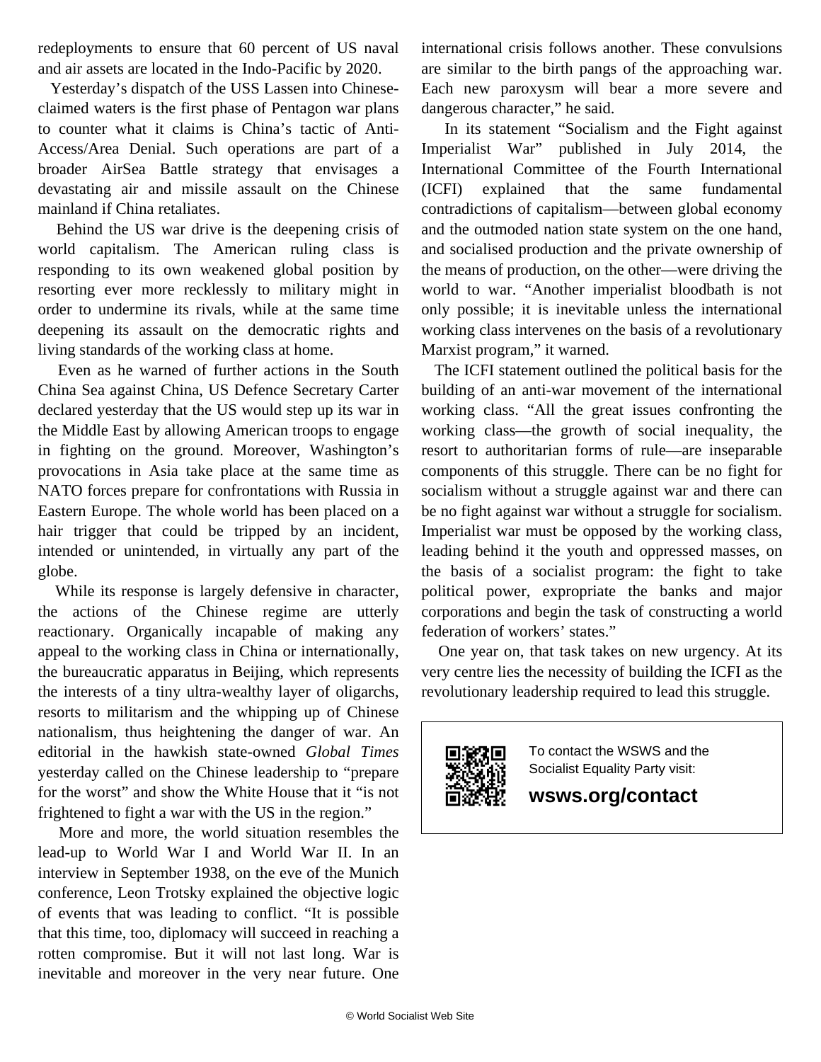redeployments to ensure that 60 percent of US naval and air assets are located in the Indo-Pacific by 2020.

Yesterday's dispatch of the USS Lassen into Chinese-claimed waters is the first phase of Pentagon war plans to counter what it claims is China's tactic of Anti-Access/Area Denial. Such operations are part of a broader AirSea Battle strategy that envisages a devastating air and missile assault on the Chinese mainland if China retaliates.

Behind the US war drive is the deepening crisis of world capitalism. The American ruling class is responding to its own weakened global position by resorting ever more recklessly to military might in order to undermine its rivals, while at the same time deepening its assault on the democratic rights and living standards of the working class at home.

Even as he warned of further actions in the South China Sea against China, US Defence Secretary Carter declared yesterday that the US would step up its war in the Middle East by allowing American troops to engage in fighting on the ground. Moreover, Washington's provocations in Asia take place at the same time as NATO forces prepare for confrontations with Russia in Eastern Europe. The whole world has been placed on a hair trigger that could be tripped by an incident, intended or unintended, in virtually any part of the globe.

While its response is largely defensive in character, the actions of the Chinese regime are utterly reactionary. Organically incapable of making any appeal to the working class in China or internationally, the bureaucratic apparatus in Beijing, which represents the interests of a tiny ultra-wealthy layer of oligarchs, resorts to militarism and the whipping up of Chinese nationalism, thus heightening the danger of war. An editorial in the hawkish state-owned *Global Times* yesterday called on the Chinese leadership to "prepare for the worst" and show the White House that it "is not frightened to fight a war with the US in the region."

More and more, the world situation resembles the lead-up to World War I and World War II. In an interview in September 1938, on the eve of the Munich conference, Leon Trotsky explained the objective logic of events that was leading to conflict. "It is possible that this time, too, diplomacy will succeed in reaching a rotten compromise. But it will not last long. War is inevitable and moreover in the very near future. One international crisis follows another. These convulsions are similar to the birth pangs of the approaching war. Each new paroxysm will bear a more severe and dangerous character," he said.

In its statement "Socialism and the Fight against Imperialist War" published in July 2014, the International Committee of the Fourth International (ICFI) explained that the same fundamental contradictions of capitalism—between global economy and the outmoded nation state system on the one hand, and socialised production and the private ownership of the means of production, on the other—were driving the world to war. "Another imperialist bloodbath is not only possible; it is inevitable unless the international working class intervenes on the basis of a revolutionary Marxist program," it warned.

The ICFI statement outlined the political basis for the building of an anti-war movement of the international working class. "All the great issues confronting the working class—the growth of social inequality, the resort to authoritarian forms of rule—are inseparable components of this struggle. There can be no fight for socialism without a struggle against war and there can be no fight against war without a struggle for socialism. Imperialist war must be opposed by the working class, leading behind it the youth and oppressed masses, on the basis of a socialist program: the fight to take political power, expropriate the banks and major corporations and begin the task of constructing a world federation of workers' states."

One year on, that task takes on new urgency. At its very centre lies the necessity of building the ICFI as the revolutionary leadership required to lead this struggle.

To contact the WSWS and the Socialist Equality Party visit:

**wsws.org/contact**